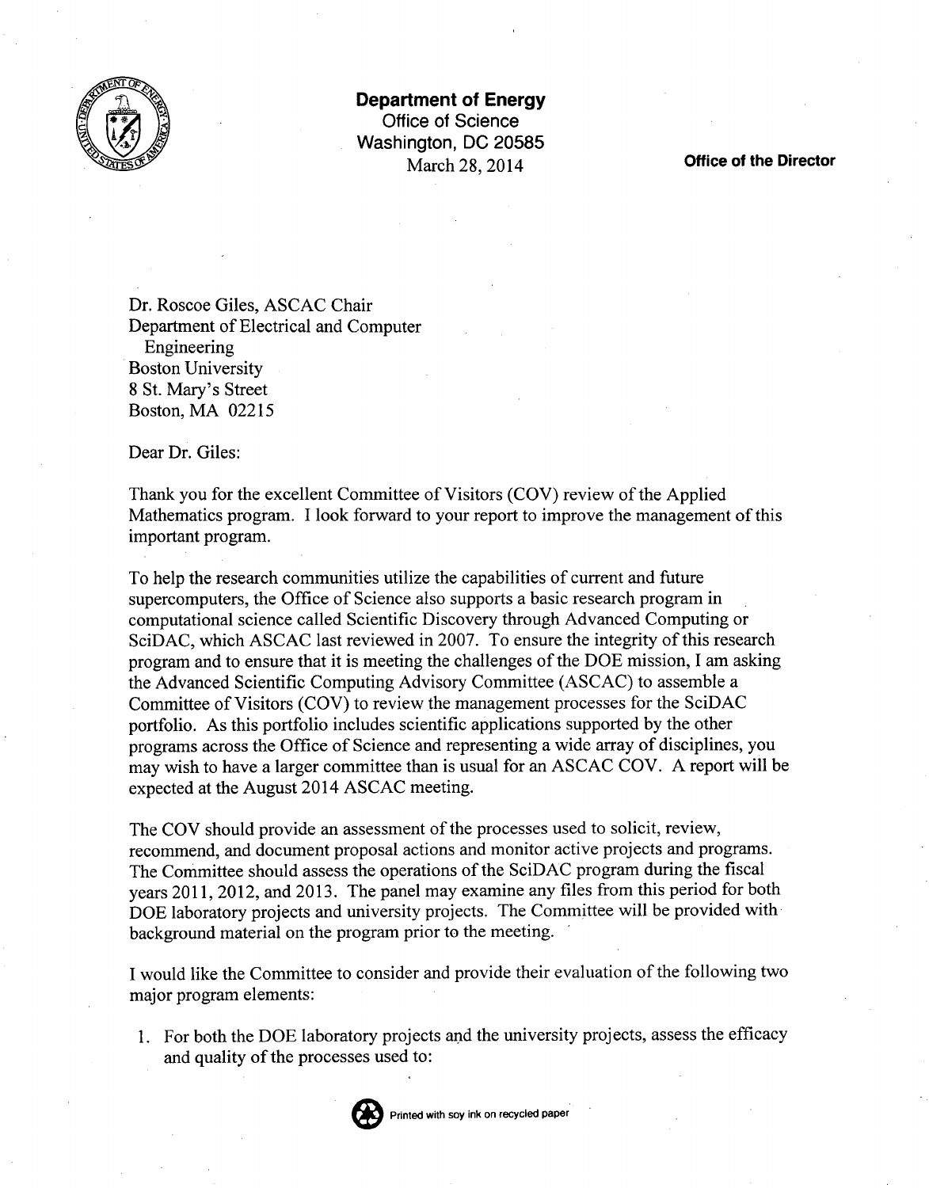**Department of Energy**
Office of Science
Washington, DC 20585
March 28, 2014

**Office of the Director**

Dr. Roscoe Giles, ASCAC Chair
Department of Electrical and Computer Engineering
Boston University
8 St. Mary's Street
Boston, MA 02215

Dear Dr. Giles:

Thank you for the excellent Committee of Visitors (COV) review of the Applied Mathematics program. I look forward to your report to improve the management of this important program.

To help the research communities utilize the capabilities of current and future supercomputers, the Office of Science also supports a basic research program in computational science called Scientific Discovery through Advanced Computing or SciDAC, which ASCAC last reviewed in 2007. To ensure the integrity of this research program and to ensure that it is meeting the challenges of the DOE mission, I am asking the Advanced Scientific Computing Advisory Committee (ASCAC) to assemble a Committee of Visitors (COV) to review the management processes for the SciDAC portfolio. As this portfolio includes scientific applications supported by the other programs across the Office of Science and representing a wide array of disciplines, you may wish to have a larger committee than is usual for an ASCAC COV. A report will be expected at the August 2014 ASCAC meeting.

The COV should provide an assessment of the processes used to solicit, review, recommend, and document proposal actions and monitor active projects and programs. The Committee should assess the operations of the SciDAC program during the fiscal years 2011, 2012, and 2013. The panel may examine any files from this period for both DOE laboratory projects and university projects. The Committee will be provided with background material on the program prior to the meeting.

I would like the Committee to consider and provide their evaluation of the following two major program elements:

1. For both the DOE laboratory projects and the university projects, assess the efficacy and quality of the processes used to: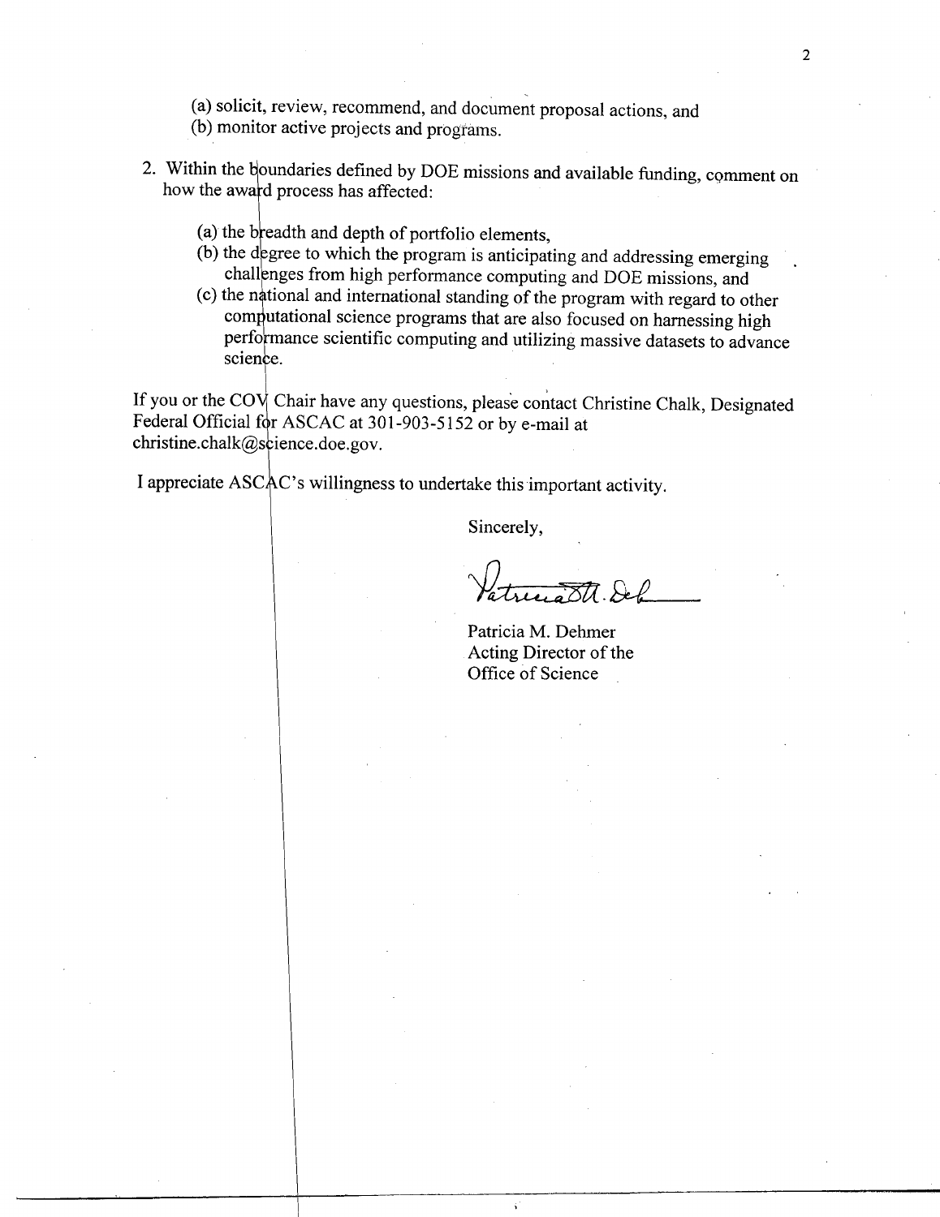(a) solicit, review, recommend, and document proposal actions, and
(b) monitor active projects and programs.

2. Within the boundaries defined by DOE missions and available funding, comment on how the award process has affected:

   (a) the breadth and depth of portfolio elements,
   (b) the degree to which the program is anticipating and addressing emerging challenges from high performance computing and DOE missions, and
   (c) the national and international standing of the program with regard to other computational science programs that are also focused on harnessing high performance scientific computing and utilizing massive datasets to advance science.

If you or the COV Chair have any questions, please contact Christine Chalk, Designated Federal Official for ASCAC at 301-903-5152 or by e-mail at christine.chalk@science.doe.gov.

I appreciate ASCAC's willingness to undertake this important activity.

Sincerely,

Patricia M. Dehmer
Acting Director of the
Office of Science